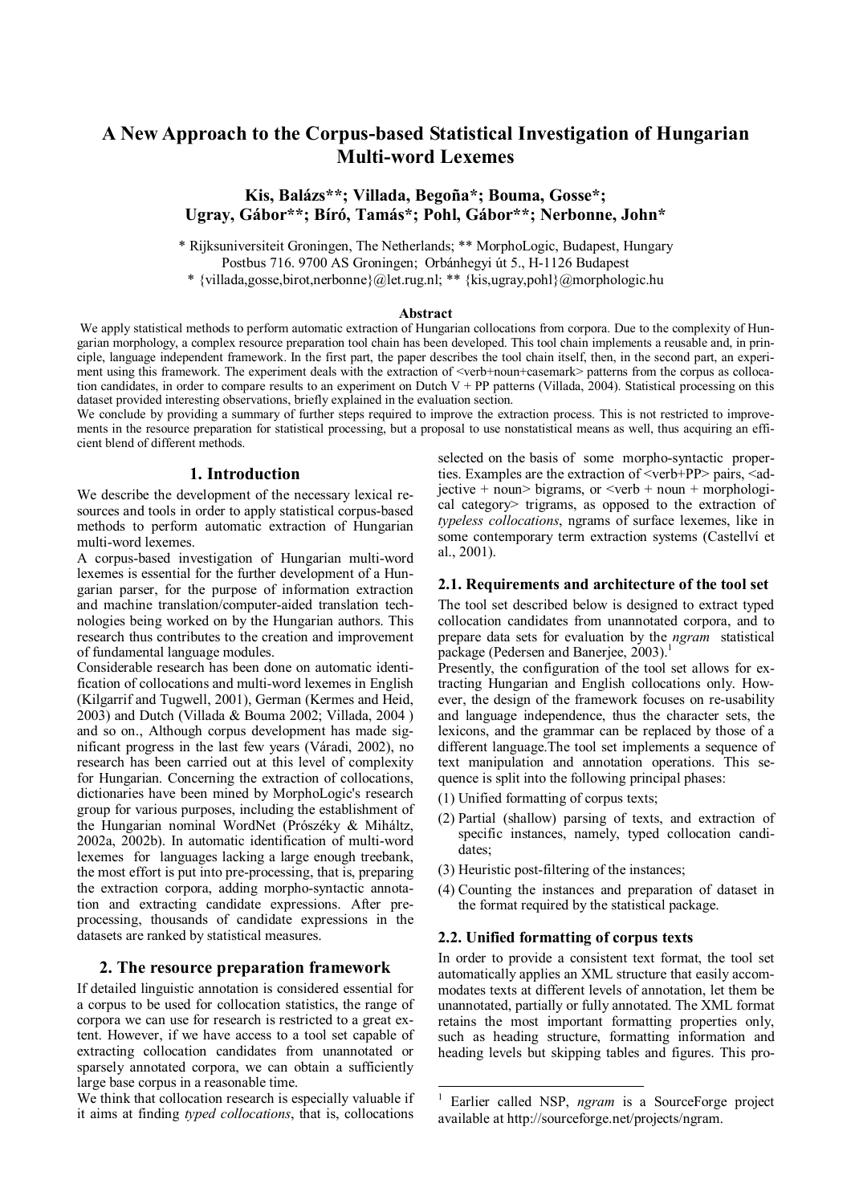# A New Approach to the Corpus-based Statistical Investigation of Hungarian Multi-word Lexemes

**Kis, Balázs\*\*; Villada, Begoña\*; Bouma, Gosse\*; Ugray, Gábor\*\*; Bíró, Tamás\*; Pohl, Gábor\*\*; Nerbonne, John\***

\* Rijksuniversiteit Groningen, The Netherlands; \*\* MorphoLogic, Budapest, Hungary
Postbus 716. 9700 AS Groningen; Orbánhegyi út 5., H-1126 Budapest
\* {villada,gosse,birot,nerbonne}@let.rug.nl; \*\* {kis,ugray,pohl}@morphologic.hu

**Abstract**

We apply statistical methods to perform automatic extraction of Hungarian collocations from corpora. Due to the complexity of Hungarian morphology, a complex resource preparation tool chain has been developed. This tool chain implements a reusable and, in principle, language independent framework. In the first part, the paper describes the tool chain itself, then, in the second part, an experiment using this framework. The experiment deals with the extraction of <verb+noun+casemark> patterns from the corpus as collocation candidates, in order to compare results to an experiment on Dutch V + PP patterns (Villada, 2004). Statistical processing on this dataset provided interesting observations, briefly explained in the evaluation section.

We conclude by providing a summary of further steps required to improve the extraction process. This is not restricted to improvements in the resource preparation for statistical processing, but a proposal to use nonstatistical means as well, thus acquiring an efficient blend of different methods.

## 1. Introduction

We describe the development of the necessary lexical resources and tools in order to apply statistical corpus-based methods to perform automatic extraction of Hungarian multi-word lexemes.

A corpus-based investigation of Hungarian multi-word lexemes is essential for the further development of a Hungarian parser, for the purpose of information extraction and machine translation/computer-aided translation technologies being worked on by the Hungarian authors. This research thus contributes to the creation and improvement of fundamental language modules.

Considerable research has been done on automatic identification of collocations and multi-word lexemes in English (Kilgarrif and Tugwell, 2001), German (Kermes and Heid, 2003) and Dutch (Villada & Bouma 2002; Villada, 2004 ) and so on., Although corpus development has made significant progress in the last few years (Váradi, 2002), no research has been carried out at this level of complexity for Hungarian. Concerning the extraction of collocations, dictionaries have been mined by MorphoLogic's research group for various purposes, including the establishment of the Hungarian nominal WordNet (Prószéky & Miháltz, 2002a, 2002b). In automatic identification of multi-word lexemes for languages lacking a large enough treebank, the most effort is put into pre-processing, that is, preparing the extraction corpora, adding morpho-syntactic annotation and extracting candidate expressions. After preprocessing, thousands of candidate expressions in the datasets are ranked by statistical measures.

## 2. The resource preparation framework

If detailed linguistic annotation is considered essential for a corpus to be used for collocation statistics, the range of corpora we can use for research is restricted to a great extent. However, if we have access to a tool set capable of extracting collocation candidates from unannotated or sparsely annotated corpora, we can obtain a sufficiently large base corpus in a reasonable time.

We think that collocation research is especially valuable if it aims at finding *typed collocations*, that is, collocations selected on the basis of some morpho-syntactic properties. Examples are the extraction of <verb+PP> pairs, <adjective + noun> bigrams, or <verb + noun + morphological category> trigrams, as opposed to the extraction of *typeless collocations*, ngrams of surface lexemes, like in some contemporary term extraction systems (Castellví et al., 2001).

### 2.1. Requirements and architecture of the tool set

The tool set described below is designed to extract typed collocation candidates from unannotated corpora, and to prepare data sets for evaluation by the *ngram* statistical package (Pedersen and Banerjee, 2003).[1]

Presently, the configuration of the tool set allows for extracting Hungarian and English collocations only. However, the design of the framework focuses on re-usability and language independence, thus the character sets, the lexicons, and the grammar can be replaced by those of a different language.The tool set implements a sequence of text manipulation and annotation operations. This sequence is split into the following principal phases:

(1) Unified formatting of corpus texts;

(2) Partial (shallow) parsing of texts, and extraction of specific instances, namely, typed collocation candidates;

(3) Heuristic post-filtering of the instances;

(4) Counting the instances and preparation of dataset in the format required by the statistical package.

### 2.2. Unified formatting of corpus texts

In order to provide a consistent text format, the tool set automatically applies an XML structure that easily accommodates texts at different levels of annotation, let them be unannotated, partially or fully annotated. The XML format retains the most important formatting properties only, such as heading structure, formatting information and heading levels but skipping tables and figures. This pro-

---

[1] Earlier called NSP, *ngram* is a SourceForge project available at http://sourceforge.net/projects/ngram.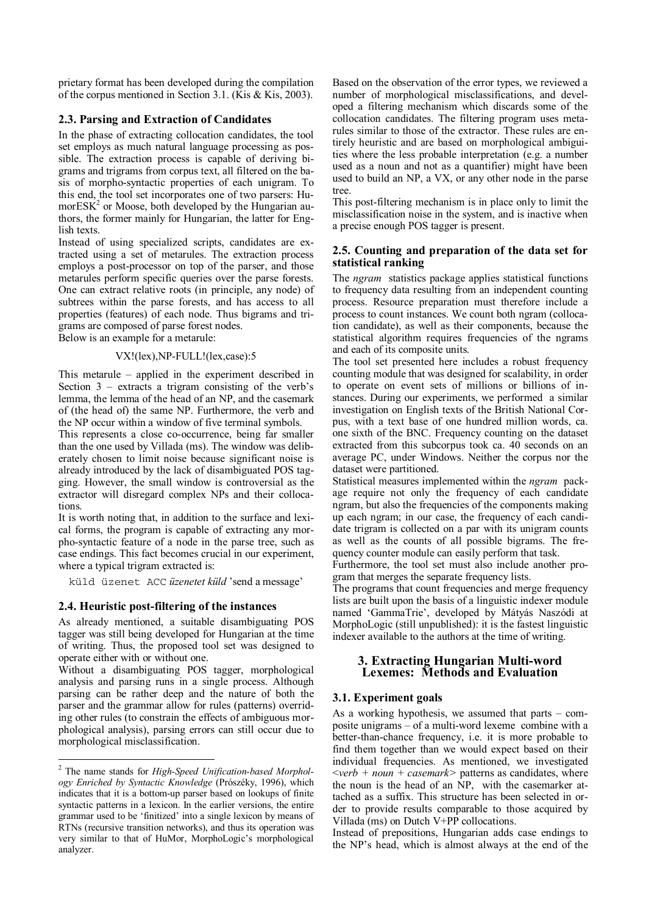prietary format has been developed during the compilation of the corpus mentioned in Section 3.1. (Kis & Kis, 2003).

### 2.3. Parsing and Extraction of Candidates

In the phase of extracting collocation candidates, the tool set employs as much natural language processing as possible. The extraction process is capable of deriving bigrams and trigrams from corpus text, all filtered on the basis of morpho-syntactic properties of each unigram. To this end, the tool set incorporates one of two parsers: HumorESK[2] or Moose, both developed by the Hungarian authors, the former mainly for Hungarian, the latter for English texts.

Instead of using specialized scripts, candidates are extracted using a set of metarules. The extraction process employs a post-processor on top of the parser, and those metarules perform specific queries over the parse forests. One can extract relative roots (in principle, any node) of subtrees within the parse forests, and has access to all properties (features) of each node. Thus bigrams and trigrams are composed of parse forest nodes.

Below is an example for a metarule:

VX!(lex),NP-FULL!(lex,case):5

This metarule – applied in the experiment described in Section 3 – extracts a trigram consisting of the verb's lemma, the lemma of the head of an NP, and the casemark of (the head of) the same NP. Furthermore, the verb and the NP occur within a window of five terminal symbols.

This represents a close co-occurrence, being far smaller than the one used by Villada (ms). The window was deliberately chosen to limit noise because significant noise is already introduced by the lack of disambiguated POS tagging. However, the small window is controversial as the extractor will disregard complex NPs and their collocations.

It is worth noting that, in addition to the surface and lexical forms, the program is capable of extracting any morpho-syntactic feature of a node in the parse tree, such as case endings. This fact becomes crucial in our experiment, where a typical trigram extracted is:

`küld üzenet ACC` *üzenetet küld* 'send a message'

### 2.4. Heuristic post-filtering of the instances

As already mentioned, a suitable disambiguating POS tagger was still being developed for Hungarian at the time of writing. Thus, the proposed tool set was designed to operate either with or without one.

Without a disambiguating POS tagger, morphological analysis and parsing runs in a single process. Although parsing can be rather deep and the nature of both the parser and the grammar allow for rules (patterns) overriding other rules (to constrain the effects of ambiguous morphological analysis), parsing errors can still occur due to morphological misclassification.

Based on the observation of the error types, we reviewed a number of morphological misclassifications, and developed a filtering mechanism which discards some of the collocation candidates. The filtering program uses metarules similar to those of the extractor. These rules are entirely heuristic and are based on morphological ambiguities where the less probable interpretation (e.g. a number used as a noun and not as a quantifier) might have been used to build an NP, a VX, or any other node in the parse tree.

This post-filtering mechanism is in place only to limit the misclassification noise in the system, and is inactive when a precise enough POS tagger is present.

### 2.5. Counting and preparation of the data set for statistical ranking

The *ngram* statistics package applies statistical functions to frequency data resulting from an independent counting process. Resource preparation must therefore include a process to count instances. We count both ngram (collocation candidate), as well as their components, because the statistical algorithm requires frequencies of the ngrams and each of its composite units.

The tool set presented here includes a robust frequency counting module that was designed for scalability, in order to operate on event sets of millions or billions of instances. During our experiments, we performed a similar investigation on English texts of the British National Corpus, with a text base of one hundred million words, ca. one sixth of the BNC. Frequency counting on the dataset extracted from this subcorpus took ca. 40 seconds on an average PC, under Windows. Neither the corpus nor the dataset were partitioned.

Statistical measures implemented within the *ngram* package require not only the frequency of each candidate ngram, but also the frequencies of the components making up each ngram; in our case, the frequency of each candidate trigram is collected on a par with its unigram counts as well as the counts of all possible bigrams. The frequency counter module can easily perform that task.

Furthermore, the tool set must also include another program that merges the separate frequency lists.

The programs that count frequencies and merge frequency lists are built upon the basis of a linguistic indexer module named 'GammaTrie', developed by Mátyás Naszódi at MorphoLogic (still unpublished): it is the fastest linguistic indexer available to the authors at the time of writing.

## 3. Extracting Hungarian Multi-word Lexemes: Methods and Evaluation

### 3.1. Experiment goals

As a working hypothesis, we assumed that parts – composite unigrams – of a multi-word lexeme combine with a better-than-chance frequency, i.e. it is more probable to find them together than we would expect based on their individual frequencies. As mentioned, we investigated <*verb + noun + casemark*> patterns as candidates, where the noun is the head of an NP, with the casemarker attached as a suffix. This structure has been selected in order to provide results comparable to those acquired by Villada (ms) on Dutch V+PP collocations.

Instead of prepositions, Hungarian adds case endings to the NP's head, which is almost always at the end of the

---

[2] The name stands for *High-Speed Unification-based Morphology Enriched by Syntactic Knowledge* (Prószéky, 1996), which indicates that it is a bottom-up parser based on lookups of finite syntactic patterns in a lexicon. In the earlier versions, the entire grammar used to be 'finitized' into a single lexicon by means of RTNs (recursive transition networks), and thus its operation was very similar to that of HuMor, MorphoLogic's morphological analyzer.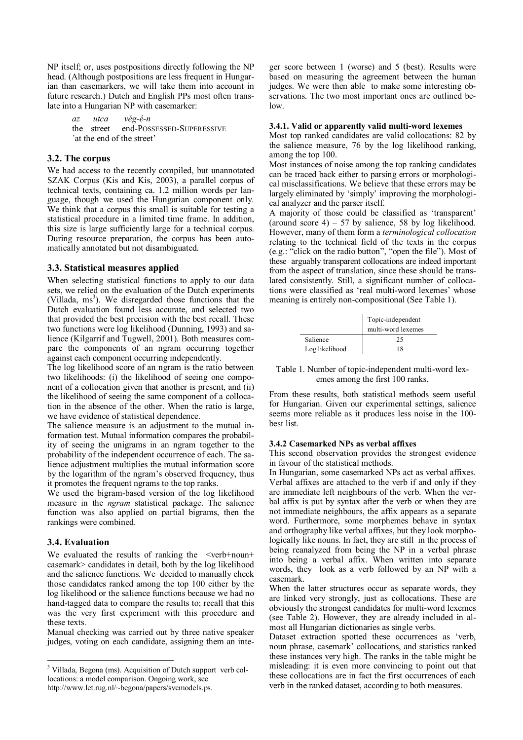NP itself; or, uses postpositions directly following the NP head. (Although postpositions are less frequent in Hungarian than casemarkers, we will take them into account in future research.) Dutch and English PPs most often translate into a Hungarian NP with casemarker:

> *az* *utca* *vég-é-n*
> the street end-POSSESSED-SUPERESSIVE
> 'at the end of the street'

### 3.2. The corpus

We had access to the recently compiled, but unannotated SZAK Corpus (Kis and Kis, 2003), a parallel corpus of technical texts, containing ca. 1.2 million words per language, though we used the Hungarian component only. We think that a corpus this small is suitable for testing a statistical procedure in a limited time frame. In addition, this size is large sufficiently large for a technical corpus. During resource preparation, the corpus has been automatically annotated but not disambiguated.

### 3.3. Statistical measures applied

When selecting statistical functions to apply to our data sets, we relied on the evaluation of the Dutch experiments (Villada, ms[3]). We disregarded those functions that the Dutch evaluation found less accurate, and selected two that provided the best precision with the best recall. These two functions were log likelihood (Dunning, 1993) and salience (Kilgarrif and Tugwell, 2001). Both measures compare the components of an ngram occurring together against each component occurring independently.

The log likelihood score of an ngram is the ratio between two likelihoods: (i) the likelihood of seeing one component of a collocation given that another is present, and (ii) the likelihood of seeing the same component of a collocation in the absence of the other. When the ratio is large, we have evidence of statistical dependence.

The salience measure is an adjustment to the mutual information test. Mutual information compares the probability of seeing the unigrams in an ngram together to the probability of the independent occurrence of each. The salience adjustment multiplies the mutual information score by the logarithm of the ngram's observed frequency, thus it promotes the frequent ngrams to the top ranks.

We used the bigram-based version of the log likelihood measure in the *ngram* statistical package. The salience function was also applied on partial bigrams, then the rankings were combined.

### 3.4. Evaluation

We evaluated the results of ranking the <verb+noun+casemark> candidates in detail, both by the log likelihood and the salience functions. We decided to manually check those candidates ranked among the top 100 either by the log likelihood or the salience functions because we had no hand-tagged data to compare the results to; recall that this was the very first experiment with this procedure and these texts.

Manual checking was carried out by three native speaker judges, voting on each candidate, assigning them an integer score between 1 (worse) and 5 (best). Results were based on measuring the agreement between the human judges. We were then able to make some interesting observations. The two most important ones are outlined below.

#### 3.4.1. Valid or apparently valid multi-word lexemes

Most top ranked candidates are valid collocations: 82 by the salience measure, 76 by the log likelihood ranking, among the top 100.

Most instances of noise among the top ranking candidates can be traced back either to parsing errors or morphological misclassifications. We believe that these errors may be largely eliminated by 'simply' improving the morphological analyzer and the parser itself.

A majority of those could be classified as 'transparent' (around score 4) – 57 by salience, 58 by log likelihood. However, many of them form a *terminological collocation* relating to the technical field of the texts in the corpus (e.g.: "click on the radio button", "open the file"). Most of these arguably transparent collocations are indeed important from the aspect of translation, since these should be translated consistently. Still, a significant number of collocations were classified as 'real multi-word lexemes' whose meaning is entirely non-compositional (See Table 1).

| | Topic-independent multi-word lexemes |
|---|---|
| Salience | 25 |
| Log likelihood | 18 |

Table 1. Number of topic-independent multi-word lexemes among the first 100 ranks.

From these results, both statistical methods seem useful for Hungarian. Given our experimental settings, salience seems more reliable as it produces less noise in the 100-best list.

#### 3.4.2 Casemarked NPs as verbal affixes

This second observation provides the strongest evidence in favour of the statistical methods.

In Hungarian, some casemarked NPs act as verbal affixes. Verbal affixes are attached to the verb if and only if they are immediate left neighbours of the verb. When the verbal affix is put by syntax after the verb or when they are not immediate neighbours, the affix appears as a separate word. Furthermore, some morphemes behave in syntax and orthography like verbal affixes, but they look morphologically like nouns. In fact, they are still in the process of being reanalyzed from being the NP in a verbal phrase into being a verbal affix. When written into separate words, they look as a verb followed by an NP with a casemark.

When the latter structures occur as separate words, they are linked very strongly, just as collocations. These are obviously the strongest candidates for multi-word lexemes (see Table 2). However, they are already included in almost all Hungarian dictionaries as single verbs.

Dataset extraction spotted these occurrences as 'verb, noun phrase, casemark' collocations, and statistics ranked these instances very high. The ranks in the table might be misleading: it is even more convincing to point out that these collocations are in fact the first occurrences of each verb in the ranked dataset, according to both measures.

---

[3] Villada, Begona (ms). Acquisition of Dutch support verb collocations: a model comparison. Ongoing work, see http://www.let.rug.nl/~begona/papers/svcmodels.ps.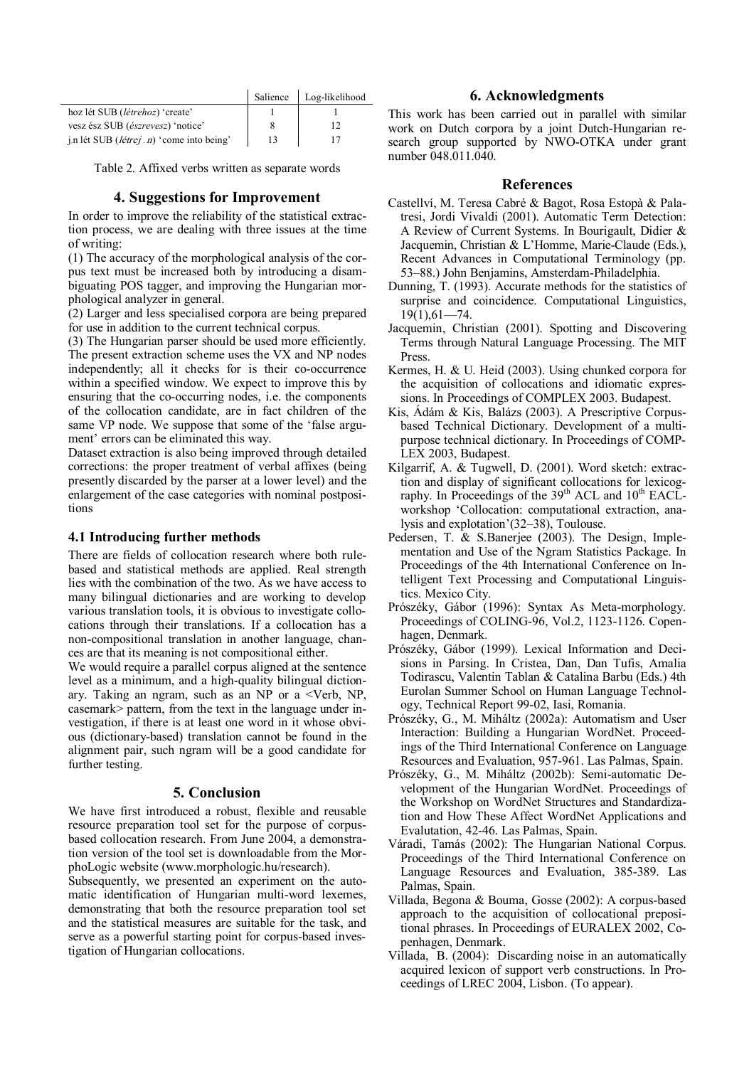| | Salience | Log-likelihood |
|---|---|---|
| hoz lét SUB (*létrehoz*) 'create' | 1 | 1 |
| vesz ész SUB (*észrevesz*) 'notice' | 8 | 12 |
| j.n lét SUB (*létrej . n*) 'come into being' | 13 | 17 |

Table 2. Affixed verbs written as separate words

## 4. Suggestions for Improvement

In order to improve the reliability of the statistical extraction process, we are dealing with three issues at the time of writing:

(1) The accuracy of the morphological analysis of the corpus text must be increased both by introducing a disambiguating POS tagger, and improving the Hungarian morphological analyzer in general.

(2) Larger and less specialised corpora are being prepared for use in addition to the current technical corpus.

(3) The Hungarian parser should be used more efficiently. The present extraction scheme uses the VX and NP nodes independently; all it checks for is their co-occurrence within a specified window. We expect to improve this by ensuring that the co-occurring nodes, i.e. the components of the collocation candidate, are in fact children of the same VP node. We suppose that some of the 'false argument' errors can be eliminated this way.

Dataset extraction is also being improved through detailed corrections: the proper treatment of verbal affixes (being presently discarded by the parser at a lower level) and the enlargement of the case categories with nominal postpositions

### 4.1 Introducing further methods

There are fields of collocation research where both rule-based and statistical methods are applied. Real strength lies with the combination of the two. As we have access to many bilingual dictionaries and are working to develop various translation tools, it is obvious to investigate collocations through their translations. If a collocation has a non-compositional translation in another language, chances are that its meaning is not compositional either.

We would require a parallel corpus aligned at the sentence level as a minimum, and a high-quality bilingual dictionary. Taking an ngram, such as an NP or a <Verb, NP, casemark> pattern, from the text in the language under investigation, if there is at least one word in it whose obvious (dictionary-based) translation cannot be found in the alignment pair, such ngram will be a good candidate for further testing.

## 5. Conclusion

We have first introduced a robust, flexible and reusable resource preparation tool set for the purpose of corpus-based collocation research. From June 2004, a demonstration version of the tool set is downloadable from the MorphoLogic website (www.morphologic.hu/research).

Subsequently, we presented an experiment on the automatic identification of Hungarian multi-word lexemes, demonstrating that both the resource preparation tool set and the statistical measures are suitable for the task, and serve as a powerful starting point for corpus-based investigation of Hungarian collocations.

## 6. Acknowledgments

This work has been carried out in parallel with similar work on Dutch corpora by a joint Dutch-Hungarian research group supported by NWO-OTKA under grant number 048.011.040.

## References

Castellví, M. Teresa Cabré & Bagot, Rosa Estopà & Palatresi, Jordi Vivaldi (2001). Automatic Term Detection: A Review of Current Systems. In Bourigault, Didier & Jacquemin, Christian & L'Homme, Marie-Claude (Eds.), Recent Advances in Computational Terminology (pp. 53–88.) John Benjamins, Amsterdam-Philadelphia.

Dunning, T. (1993). Accurate methods for the statistics of surprise and coincidence. Computational Linguistics, 19(1),61—74.

Jacquemin, Christian (2001). Spotting and Discovering Terms through Natural Language Processing. The MIT Press.

Kermes, H. & U. Heid (2003). Using chunked corpora for the acquisition of collocations and idiomatic expressions. In Proceedings of COMPLEX 2003. Budapest.

Kis, Ádám & Kis, Balázs (2003). A Prescriptive Corpus-based Technical Dictionary. Development of a multi-purpose technical dictionary. In Proceedings of COMPLEX 2003, Budapest.

Kilgarrif, A. & Tugwell, D. (2001). Word sketch: extraction and display of significant collocations for lexicography. In Proceedings of the 39th ACL and 10th EACL-workshop 'Collocation: computational extraction, analysis and explotation'(32–38), Toulouse.

Pedersen, T. & S.Banerjee (2003). The Design, Implementation and Use of the Ngram Statistics Package. In Proceedings of the 4th International Conference on Intelligent Text Processing and Computational Linguistics. Mexico City.

Prószéky, Gábor (1996): Syntax As Meta-morphology. Proceedings of COLING-96, Vol.2, 1123-1126. Copenhagen, Denmark.

Prószéky, Gábor (1999). Lexical Information and Decisions in Parsing. In Cristea, Dan, Dan Tufis, Amalia Todirascu, Valentin Tablan & Catalina Barbu (Eds.) 4th Eurolan Summer School on Human Language Technology, Technical Report 99-02, Iasi, Romania.

Prószéky, G., M. Miháltz (2002a): Automatism and User Interaction: Building a Hungarian WordNet. Proceedings of the Third International Conference on Language Resources and Evaluation, 957-961. Las Palmas, Spain.

Prószéky, G., M. Miháltz (2002b): Semi-automatic Development of the Hungarian WordNet. Proceedings of the Workshop on WordNet Structures and Standardization and How These Affect WordNet Applications and Evalutation, 42-46. Las Palmas, Spain.

Váradi, Tamás (2002): The Hungarian National Corpus. Proceedings of the Third International Conference on Language Resources and Evaluation, 385-389. Las Palmas, Spain.

Villada, Begona & Bouma, Gosse (2002): A corpus-based approach to the acquisition of collocational prepositional phrases. In Proceedings of EURALEX 2002, Copenhagen, Denmark.

Villada, B. (2004): Discarding noise in an automatically acquired lexicon of support verb constructions. In Proceedings of LREC 2004, Lisbon. (To appear).